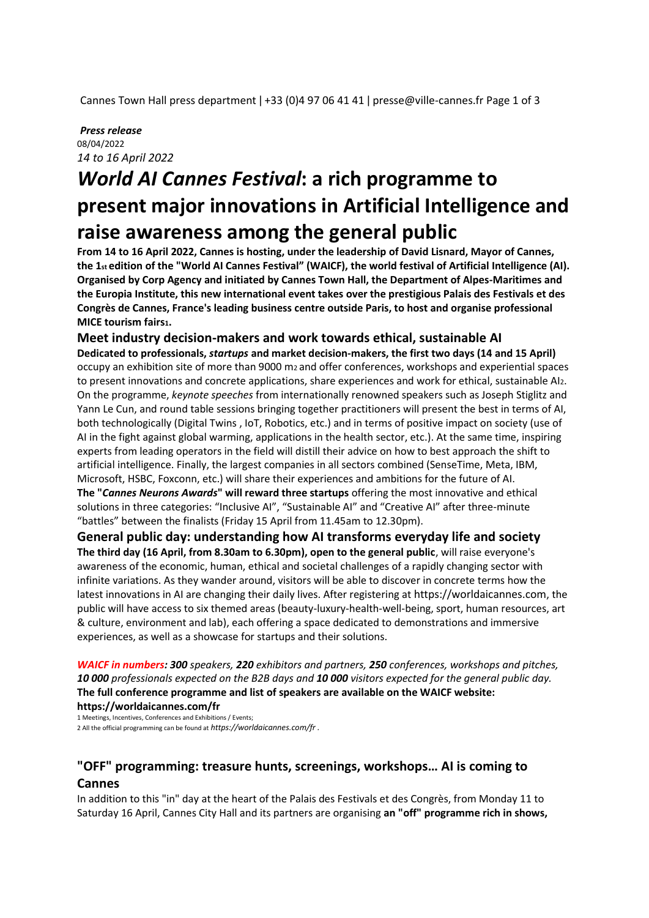***Press release***
08/04/2022
*14 to 16 April 2022*

# *World AI Cannes Festival*: a rich programme to present major innovations in Artificial Intelligence and raise awareness among the general public

**From 14 to 16 April 2022, Cannes is hosting, under the leadership of David Lisnard, Mayor of Cannes, the 1st edition of the "World AI Cannes Festival" (WAICF), the world festival of Artificial Intelligence (AI). Organised by Corp Agency and initiated by Cannes Town Hall, the Department of Alpes-Maritimes and the Europia Institute, this new international event takes over the prestigious Palais des Festivals et des Congrès de Cannes, France's leading business centre outside Paris, to host and organise professional MICE tourism fairs[1].**

## Meet industry decision-makers and work towards ethical, sustainable AI

**Dedicated to professionals, *startups* and market decision-makers, the first two days (14 and 15 April)** occupy an exhibition site of more than 9000 $m^2$ and offer conferences, workshops and experiential spaces to present innovations and concrete applications, share experiences and work for ethical, sustainable AI[2]. On the programme, *keynote speeches* from internationally renowned speakers such as Joseph Stiglitz and Yann Le Cun, and round table sessions bringing together practitioners will present the best in terms of AI, both technologically (Digital Twins , IoT, Robotics, etc.) and in terms of positive impact on society (use of AI in the fight against global warming, applications in the health sector, etc.). At the same time, inspiring experts from leading operators in the field will distill their advice on how to best approach the shift to artificial intelligence. Finally, the largest companies in all sectors combined (SenseTime, Meta, IBM, Microsoft, HSBC, Foxconn, etc.) will share their experiences and ambitions for the future of AI.

**The "*Cannes Neurons Awards*" will reward three startups** offering the most innovative and ethical solutions in three categories: "Inclusive AI", "Sustainable AI" and "Creative AI" after three-minute "battles" between the finalists (Friday 15 April from 11.45am to 12.30pm).

## General public day: understanding how AI transforms everyday life and society

**The third day (16 April, from 8.30am to 6.30pm), open to the general public**, will raise everyone's awareness of the economic, human, ethical and societal challenges of a rapidly changing sector with infinite variations. As they wander around, visitors will be able to discover in concrete terms how the latest innovations in AI are changing their daily lives. After registering at https://worldaicannes.com, the public will have access to six themed areas (beauty-luxury-health-well-being, sport, human resources, art & culture, environment and lab), each offering a space dedicated to demonstrations and immersive experiences, as well as a showcase for startups and their solutions.

*WAICF in numbers: **300** speakers, **220** exhibitors and partners, **250** conferences, workshops and pitches, **10 000** professionals expected on the B2B days and **10 000** visitors expected for the general public day.*
**The full conference programme and list of speakers are available on the WAICF website: https://worldaicannes.com/fr**

1 Meetings, Incentives, Conferences and Exhibitions / Events;
2 All the official programming can be found at *https://worldaicannes.com/fr* .

## "OFF" programming: treasure hunts, screenings, workshops… AI is coming to Cannes

In addition to this "in" day at the heart of the Palais des Festivals et des Congrès, from Monday 11 to Saturday 16 April, Cannes City Hall and its partners are organising **an "off" programme rich in shows,**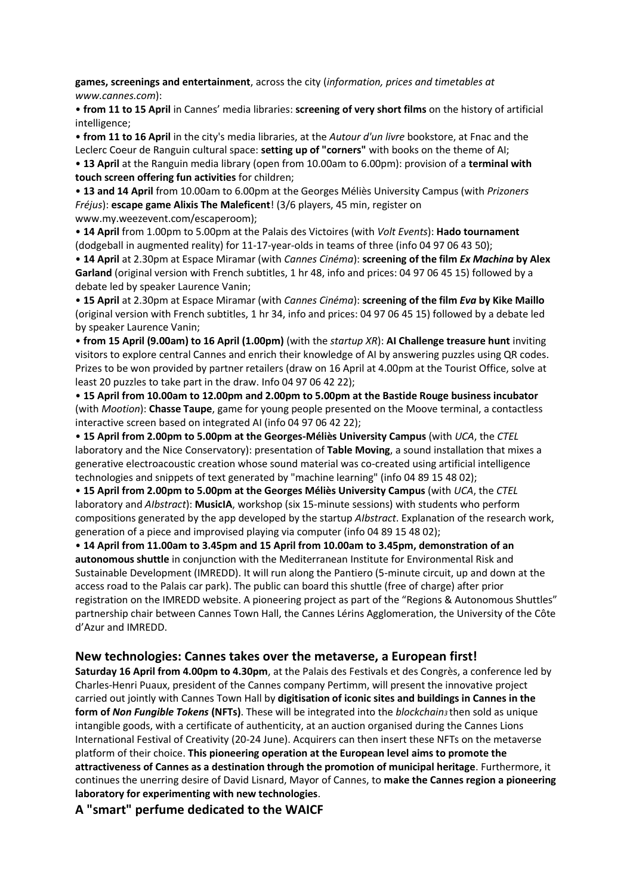**games, screenings and entertainment**, across the city (*information, prices and timetables at www.cannes.com*):

• **from 11 to 15 April** in Cannes' media libraries: **screening of very short films** on the history of artificial intelligence;

• **from 11 to 16 April** in the city's media libraries, at the *Autour d'un livre* bookstore, at Fnac and the Leclerc Coeur de Ranguin cultural space: **setting up of "corners"** with books on the theme of AI;

• **13 April** at the Ranguin media library (open from 10.00am to 6.00pm): provision of a **terminal with touch screen offering fun activities** for children;

• **13 and 14 April** from 10.00am to 6.00pm at the Georges Méliès University Campus (with *Prizoners Fréjus*): **escape game Alixis The Maleficent**! (3/6 players, 45 min, register on www.my.weezevent.com/escaperoom);

• **14 April** from 1.00pm to 5.00pm at the Palais des Victoires (with *Volt Events*): **Hado tournament** (dodgeball in augmented reality) for 11-17-year-olds in teams of three (info 04 97 06 43 50);

• **14 April** at 2.30pm at Espace Miramar (with *Cannes Cinéma*): **screening of the film *Ex Machina* by Alex Garland** (original version with French subtitles, 1 hr 48, info and prices: 04 97 06 45 15) followed by a debate led by speaker Laurence Vanin;

• **15 April** at 2.30pm at Espace Miramar (with *Cannes Cinéma*): **screening of the film *Eva* by Kike Maillo** (original version with French subtitles, 1 hr 34, info and prices: 04 97 06 45 15) followed by a debate led by speaker Laurence Vanin;

• **from 15 April (9.00am) to 16 April (1.00pm)** (with the *startup XR*): **AI Challenge treasure hunt** inviting visitors to explore central Cannes and enrich their knowledge of AI by answering puzzles using QR codes. Prizes to be won provided by partner retailers (draw on 16 April at 4.00pm at the Tourist Office, solve at least 20 puzzles to take part in the draw. Info 04 97 06 42 22);

• **15 April from 10.00am to 12.00pm and 2.00pm to 5.00pm at the Bastide Rouge business incubator** (with *Mootion*): **Chasse Taupe**, game for young people presented on the Moove terminal, a contactless interactive screen based on integrated AI (info 04 97 06 42 22);

• **15 April from 2.00pm to 5.00pm at the Georges-Méliès University Campus** (with *UCA*, the *CTEL* laboratory and the Nice Conservatory): presentation of **Table Moving**, a sound installation that mixes a generative electroacoustic creation whose sound material was co-created using artificial intelligence technologies and snippets of text generated by "machine learning" (info 04 89 15 48 02);

• **15 April from 2.00pm to 5.00pm at the Georges Méliès University Campus** (with *UCA*, the *CTEL* laboratory and *AIbstract*): **MusicIA**, workshop (six 15-minute sessions) with students who perform compositions generated by the app developed by the startup *AIbstract*. Explanation of the research work, generation of a piece and improvised playing via computer (info 04 89 15 48 02);

• **14 April from 11.00am to 3.45pm and 15 April from 10.00am to 3.45pm, demonstration of an autonomous shuttle** in conjunction with the Mediterranean Institute for Environmental Risk and Sustainable Development (IMREDD). It will run along the Pantiero (5-minute circuit, up and down at the access road to the Palais car park). The public can board this shuttle (free of charge) after prior registration on the IMREDD website. A pioneering project as part of the "Regions & Autonomous Shuttles" partnership chair between Cannes Town Hall, the Cannes Lérins Agglomeration, the University of the Côte d'Azur and IMREDD.

## New technologies: Cannes takes over the metaverse, a European first!

**Saturday 16 April from 4.00pm to 4.30pm**, at the Palais des Festivals et des Congrès, a conference led by Charles-Henri Puaux, president of the Cannes company Pertimm, will present the innovative project carried out jointly with Cannes Town Hall by **digitisation of iconic sites and buildings in Cannes in the form of *Non Fungible Tokens* (NFTs)**. These will be integrated into the *blockchain*[3] then sold as unique intangible goods, with a certificate of authenticity, at an auction organised during the Cannes Lions International Festival of Creativity (20-24 June). Acquirers can then insert these NFTs on the metaverse platform of their choice. **This pioneering operation at the European level aims to promote the attractiveness of Cannes as a destination through the promotion of municipal heritage**. Furthermore, it continues the unerring desire of David Lisnard, Mayor of Cannes, to **make the Cannes region a pioneering laboratory for experimenting with new technologies**.

## A "smart" perfume dedicated to the WAICF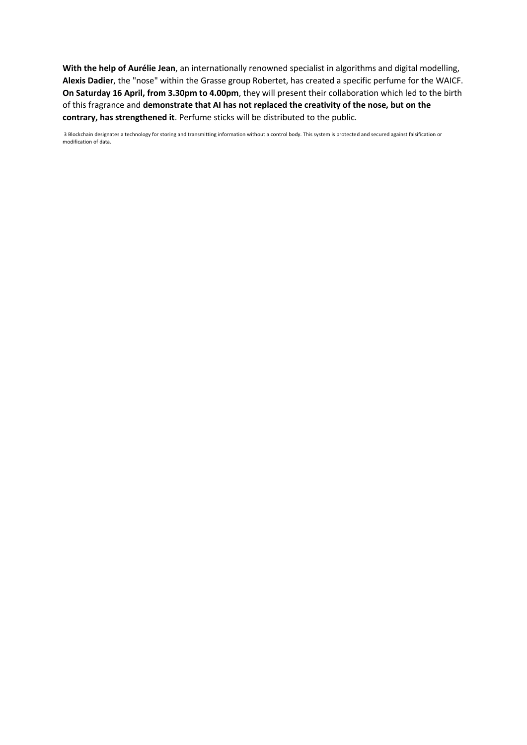**With the help of Aurélie Jean**, an internationally renowned specialist in algorithms and digital modelling, **Alexis Dadier**, the "nose" within the Grasse group Robertet, has created a specific perfume for the WAICF. **On Saturday 16 April, from 3.30pm to 4.00pm**, they will present their collaboration which led to the birth of this fragrance and **demonstrate that AI has not replaced the creativity of the nose, but on the contrary, has strengthened it**. Perfume sticks will be distributed to the public.

[3] Blockchain designates a technology for storing and transmitting information without a control body. This system is protected and secured against falsification or modification of data.